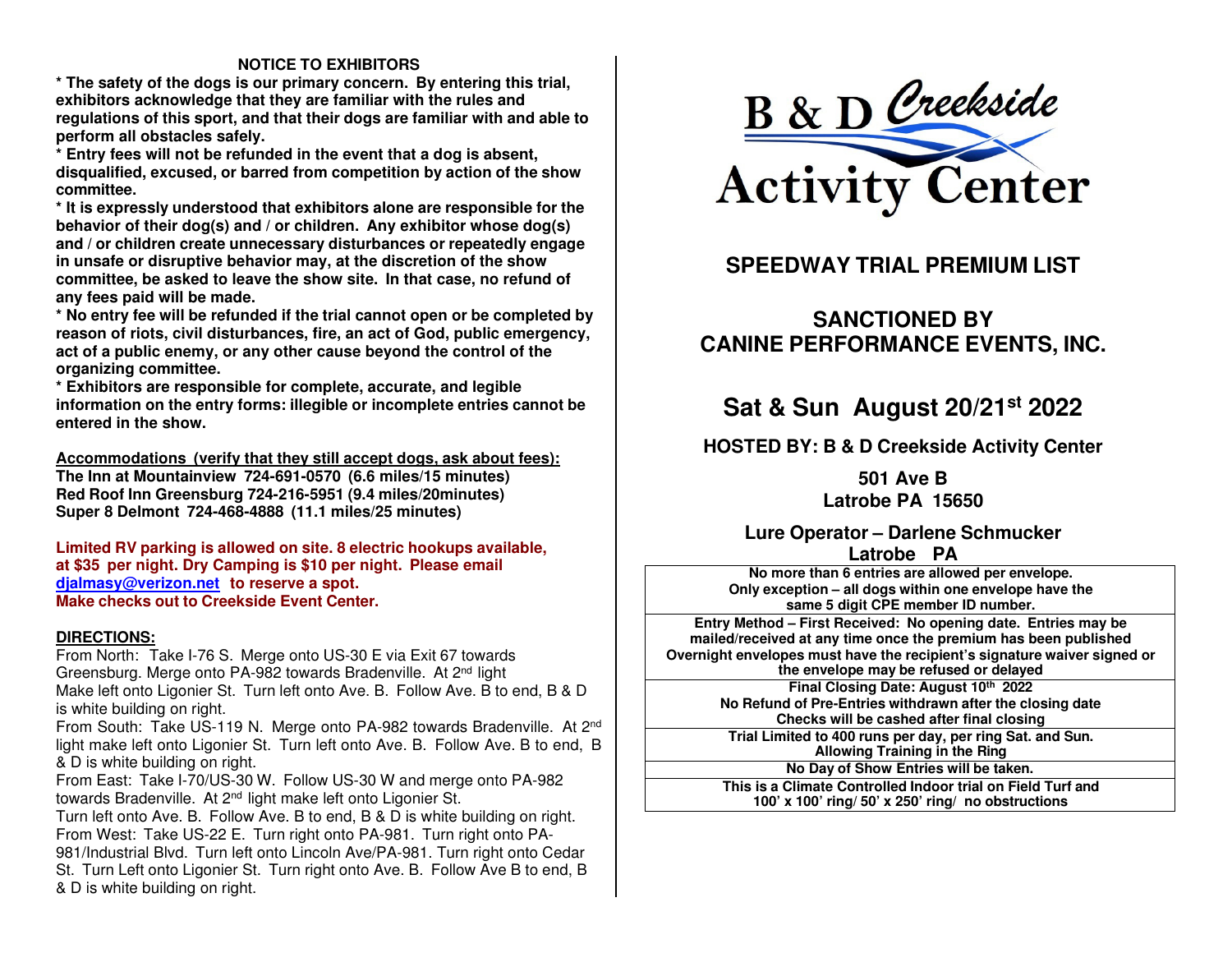## NOTICE TO EXHIBITORS

**\* The safety of the dogs is our primary concern. By entering this trial, exhibitors acknowledge that they are familiar with the rules and regulations of this sport, and that their dogs are familiar with and able to perform all obstacles safely.**

**\* Entry fees will not be refunded in the event that a dog is absent, disqualified, excused, or barred from competition by action of the show committee.**

**\* It is expressly understood that exhibitors alone are responsible for the behavior of their dog(s) and / or children. Any exhibitor whose dog(s) and / or children create unnecessary disturbances or repeatedly engage in unsafe or disruptive behavior may, at the discretion of the show committee, be asked to leave the show site. In that case, no refund of any fees paid will be made.**

**\* No entry fee will be refunded if the trial cannot open or be completed by reason of riots, civil disturbances, fire, an act of God, public emergency, act of a public enemy, or any other cause beyond the control of the organizing committee.**

**\* Exhibitors are responsible for complete, accurate, and legible information on the entry forms: illegible or incomplete entries cannot be entered in the show.**

**Accommodations (verify that they still accept dogs, ask about fees):**
**The Inn at Mountainview 724-691-0570 (6.6 miles/15 minutes)**
**Red Roof Inn Greensburg 724-216-5951 (9.4 miles/20minutes)**
**Super 8 Delmont 724-468-4888 (11.1 miles/25 minutes)**

**Limited RV parking is allowed on site. 8 electric hookups available, at $35 per night. Dry Camping is $10 per night. Please email djalmasy@verizon.net to reserve a spot.**
**Make checks out to Creekside Event Center.**

**DIRECTIONS:**

From North: Take I-76 S. Merge onto US-30 E via Exit 67 towards Greensburg. Merge onto PA-982 towards Bradenville. At 2nd light Make left onto Ligonier St. Turn left onto Ave. B. Follow Ave. B to end, B & D is white building on right.

From South: Take US-119 N. Merge onto PA-982 towards Bradenville. At 2nd light make left onto Ligonier St. Turn left onto Ave. B. Follow Ave. B to end, B & D is white building on right.

From East: Take I-70/US-30 W. Follow US-30 W and merge onto PA-982 towards Bradenville. At 2nd light make left onto Ligonier St.
Turn left onto Ave. B. Follow Ave. B to end, B & D is white building on right.

From West: Take US-22 E. Turn right onto PA-981. Turn right onto PA-981/Industrial Blvd. Turn left onto Lincoln Ave/PA-981. Turn right onto Cedar St. Turn Left onto Ligonier St. Turn right onto Ave. B. Follow Ave B to end, B & D is white building on right.

# B & D Creekside Activity Center

## SPEEDWAY TRIAL PREMIUM LIST

## SANCTIONED BY CANINE PERFORMANCE EVENTS, INC.

## Sat & Sun August 20/21st 2022

**HOSTED BY: B & D Creekside Activity Center**

**501 Ave B**
**Latrobe PA 15650**

**Lure Operator – Darlene Schmucker**
**Latrobe PA**

| |
|---|
| **No more than 6 entries are allowed per envelope. Only exception – all dogs within one envelope have the same 5 digit CPE member ID number.** |
| **Entry Method – First Received: No opening date. Entries may be mailed/received at any time once the premium has been published Overnight envelopes must have the recipient's signature waiver signed or the envelope may be refused or delayed** |
| **Final Closing Date: August 10th 2022 No Refund of Pre-Entries withdrawn after the closing date Checks will be cashed after final closing** |
| **Trial Limited to 400 runs per day, per ring Sat. and Sun. Allowing Training in the Ring** |
| **No Day of Show Entries will be taken.** |
| **This is a Climate Controlled Indoor trial on Field Turf and 100' x 100' ring/ 50' x 250' ring/ no obstructions** |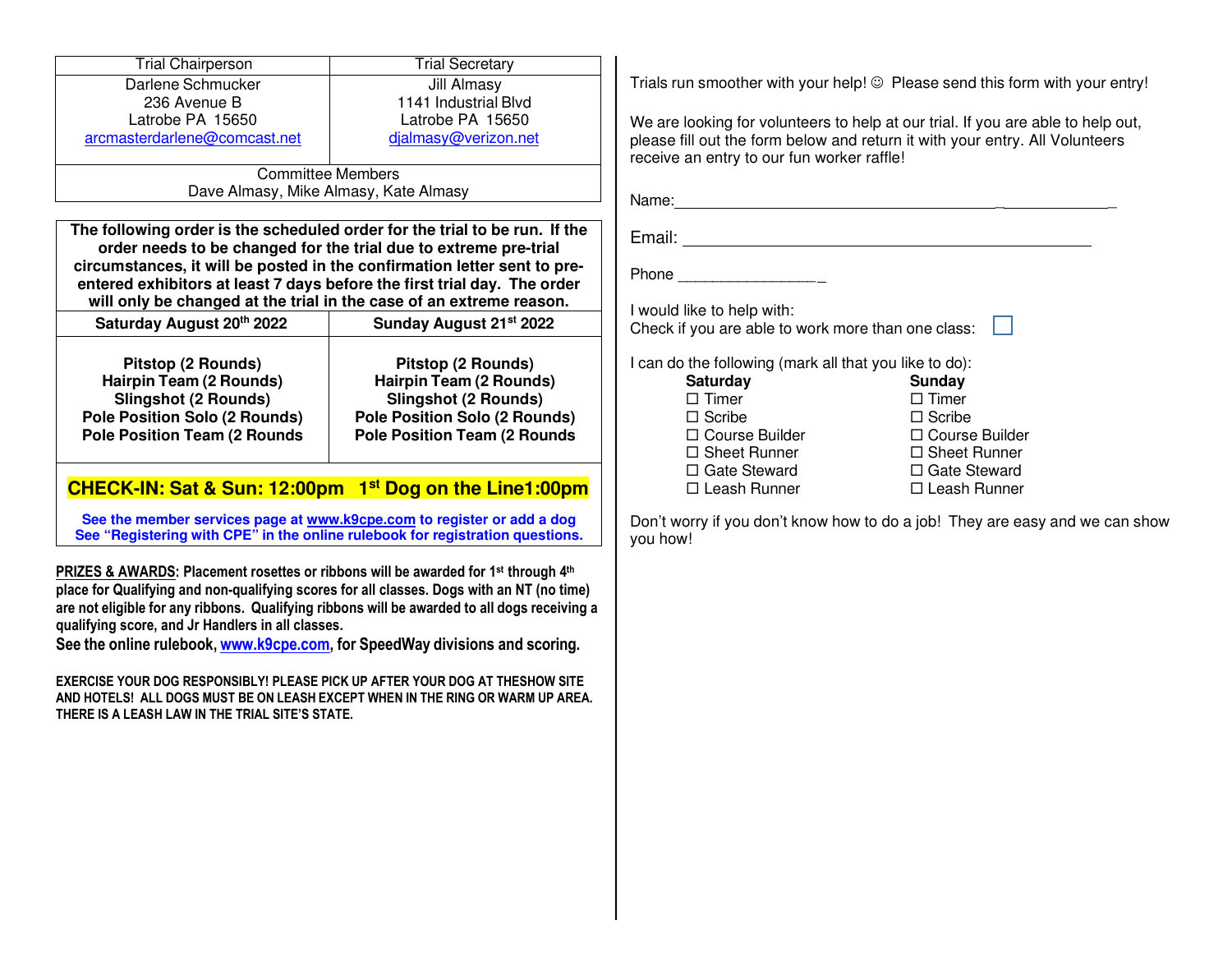| Trial Chairperson | Trial Secretary |
|---|---|
| Darlene Schmucker<br>236 Avenue B<br>Latrobe PA 15650<br>arcmasterdarlene@comcast.net | Jill Almasy<br>1141 Industrial Blvd<br>Latrobe PA 15650<br>djalmasy@verizon.net |
| Committee Members<br>Dave Almasy, Mike Almasy, Kate Almasy | |

**The following order is the scheduled order for the trial to be run. If the order needs to be changed for the trial due to extreme pre-trial circumstances, it will be posted in the confirmation letter sent to pre-entered exhibitors at least 7 days before the first trial day. The order will only be changed at the trial in the case of an extreme reason.**

| Saturday August 20th 2022 | Sunday August 21st 2022 |
|---|---|
| Pitstop (2 Rounds)<br>Hairpin Team (2 Rounds)<br>Slingshot (2 Rounds)<br>Pole Position Solo (2 Rounds)<br>Pole Position Team (2 Rounds | Pitstop (2 Rounds)<br>Hairpin Team (2 Rounds)<br>Slingshot (2 Rounds)<br>Pole Position Solo (2 Rounds)<br>Pole Position Team (2 Rounds |

**CHECK-IN: Sat & Sun: 12:00pm 1st Dog on the Line1:00pm**

**See the member services page at www.k9cpe.com to register or add a dog**
**See "Registering with CPE" in the online rulebook for registration questions.**

**PRIZES & AWARDS: Placement rosettes or ribbons will be awarded for 1st through 4th place for Qualifying and non-qualifying scores for all classes. Dogs with an NT (no time) are not eligible for any ribbons. Qualifying ribbons will be awarded to all dogs receiving a qualifying score, and Jr Handlers in all classes.**

**See the online rulebook, www.k9cpe.com, for SpeedWay divisions and scoring.**

**EXERCISE YOUR DOG RESPONSIBLY! PLEASE PICK UP AFTER YOUR DOG AT THESHOW SITE AND HOTELS! ALL DOGS MUST BE ON LEASH EXCEPT WHEN IN THE RING OR WARM UP AREA. THERE IS A LEASH LAW IN THE TRIAL SITE'S STATE.**

Trials run smoother with your help! ☺ Please send this form with your entry!

We are looking for volunteers to help at our trial. If you are able to help out, please fill out the form below and return it with your entry. All Volunteers receive an entry to our fun worker raffle!

Name:_______________________________________________________

Email: ______________________________________________

Phone _________________

I would like to help with:
Check if you are able to work more than one class: ☐

I can do the following (mark all that you like to do):

| **Saturday** | **Sunday** |
|---|---|
| ☐ Timer | ☐ Timer |
| ☐ Scribe | ☐ Scribe |
| ☐ Course Builder | ☐ Course Builder |
| ☐ Sheet Runner | ☐ Sheet Runner |
| ☐ Gate Steward | ☐ Gate Steward |
| ☐ Leash Runner | ☐ Leash Runner |

Don't worry if you don't know how to do a job! They are easy and we can show you how!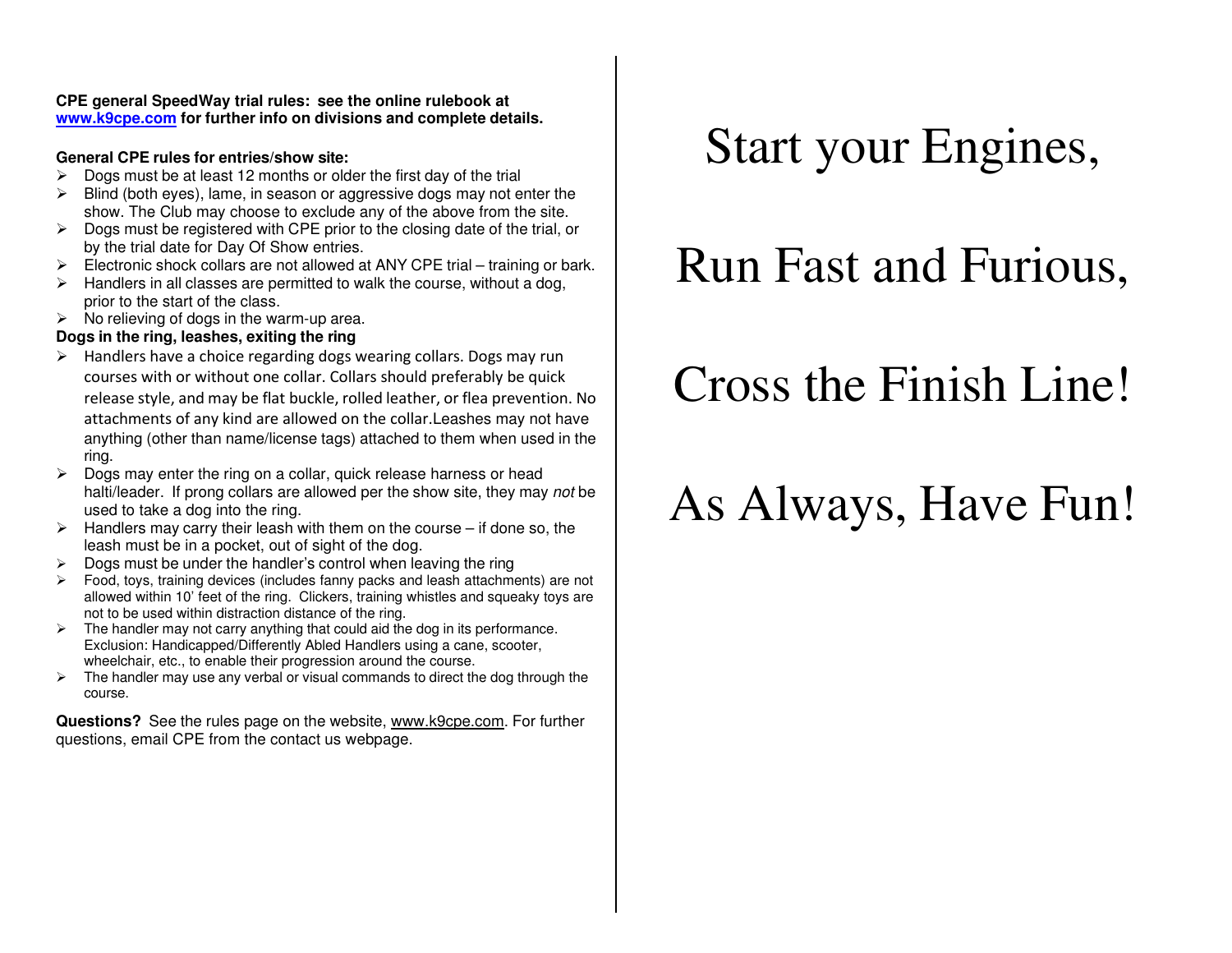**CPE general SpeedWay trial rules: see the online rulebook at www.k9cpe.com for further info on divisions and complete details.**

**General CPE rules for entries/show site:**

- Dogs must be at least 12 months or older the first day of the trial
- Blind (both eyes), lame, in season or aggressive dogs may not enter the show. The Club may choose to exclude any of the above from the site.
- Dogs must be registered with CPE prior to the closing date of the trial, or by the trial date for Day Of Show entries.
- Electronic shock collars are not allowed at ANY CPE trial – training or bark.
- Handlers in all classes are permitted to walk the course, without a dog, prior to the start of the class.
- No relieving of dogs in the warm-up area.

**Dogs in the ring, leashes, exiting the ring**

- Handlers have a choice regarding dogs wearing collars. Dogs may run courses with or without one collar. Collars should preferably be quick release style, and may be flat buckle, rolled leather, or flea prevention. No attachments of any kind are allowed on the collar.Leashes may not have anything (other than name/license tags) attached to them when used in the ring.
- Dogs may enter the ring on a collar, quick release harness or head halti/leader. If prong collars are allowed per the show site, they may *not* be used to take a dog into the ring.
- Handlers may carry their leash with them on the course – if done so, the leash must be in a pocket, out of sight of the dog.
- Dogs must be under the handler's control when leaving the ring
- Food, toys, training devices (includes fanny packs and leash attachments) are not allowed within 10' feet of the ring. Clickers, training whistles and squeaky toys are not to be used within distraction distance of the ring.
- The handler may not carry anything that could aid the dog in its performance. Exclusion: Handicapped/Differently Abled Handlers using a cane, scooter, wheelchair, etc., to enable their progression around the course.
- The handler may use any verbal or visual commands to direct the dog through the course.

**Questions?** See the rules page on the website, www.k9cpe.com. For further questions, email CPE from the contact us webpage.

# Start your Engines,

# Run Fast and Furious,

# Cross the Finish Line!

# As Always, Have Fun!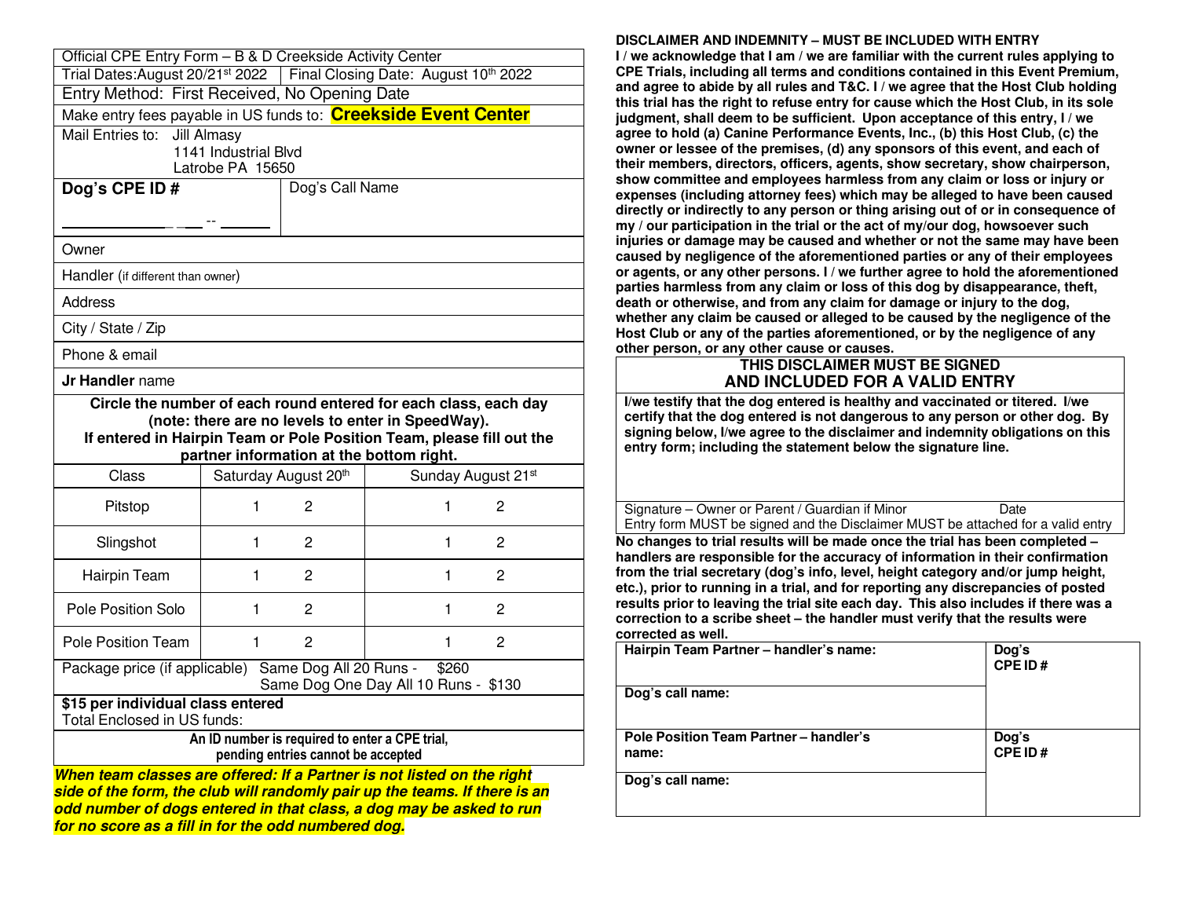| Official CPE Entry Form – B & D Creekside Activity Center | |
|---|---|
| Trial Dates: August 20/21st 2022 | Final Closing Date: August 10th 2022 |
| Entry Method: First Received, No Opening Date | |
| Make entry fees payable in US funds to: **Creekside Event Center** | |
| Mail Entries to: Jill Almasy<br>1141 Industrial Blvd<br>Latrobe PA 15650 | |
| **Dog's CPE ID #**<br>_____________ ___ -- ______ | Dog's Call Name |
| Owner | |
| Handler (if different than owner) | |
| Address | |
| City / State / Zip | |
| Phone & email | |
| **Jr Handler** name | |

**Circle the number of each round entered for each class, each day (note: there are no levels to enter in SpeedWay). If entered in Hairpin Team or Pole Position Team, please fill out the partner information at the bottom right.**

| Class | Saturday August 20th | Sunday August 21st |
|---|---|---|
| Pitstop | 1 2 | 1 2 |
| Slingshot | 1 2 | 1 2 |
| Hairpin Team | 1 2 | 1 2 |
| Pole Position Solo | 1 2 | 1 2 |
| Pole Position Team | 1 2 | 1 2 |

Package price (if applicable) Same Dog All 20 Runs - $260
Same Dog One Day All 10 Runs - $130

**$15 per individual class entered**
Total Enclosed in US funds:

**An ID number is required to enter a CPE trial, pending entries cannot be accepted**

***When team classes are offered: If a Partner is not listed on the right side of the form, the club will randomly pair up the teams. If there is an odd number of dogs entered in that class, a dog may be asked to run for no score as a fill in for the odd numbered dog.***

**DISCLAIMER AND INDEMNITY – MUST BE INCLUDED WITH ENTRY**

**I / we acknowledge that I am / we are familiar with the current rules applying to CPE Trials, including all terms and conditions contained in this Event Premium, and agree to abide by all rules and T&C. I / we agree that the Host Club holding this trial has the right to refuse entry for cause which the Host Club, in its sole judgment, shall deem to be sufficient. Upon acceptance of this entry, I / we agree to hold (a) Canine Performance Events, Inc., (b) this Host Club, (c) the owner or lessee of the premises, (d) any sponsors of this event, and each of their members, directors, officers, agents, show secretary, show chairperson, show committee and employees harmless from any claim or loss or injury or expenses (including attorney fees) which may be alleged to have been caused directly or indirectly to any person or thing arising out of or in consequence of my / our participation in the trial or the act of my/our dog, howsoever such injuries or damage may be caused and whether or not the same may have been caused by negligence of the aforementioned parties or any of their employees or agents, or any other persons. I / we further agree to hold the aforementioned parties harmless from any claim or loss of this dog by disappearance, theft, death or otherwise, and from any claim for damage or injury to the dog, whether any claim be caused or alleged to be caused by the negligence of the Host Club or any of the parties aforementioned, or by the negligence of any other person, or any other cause or causes.**

**THIS DISCLAIMER MUST BE SIGNED AND INCLUDED FOR A VALID ENTRY**

**I/we testify that the dog entered is healthy and vaccinated or titered. I/we certify that the dog entered is not dangerous to any person or other dog. By signing below, I/we agree to the disclaimer and indemnity obligations on this entry form; including the statement below the signature line.**

Signature – Owner or Parent / Guardian if Minor Date
Entry form MUST be signed and the Disclaimer MUST be attached for a valid entry

**No changes to trial results will be made once the trial has been completed – handlers are responsible for the accuracy of information in their confirmation from the trial secretary (dog's info, level, height category and/or jump height, etc.), prior to running in a trial, and for reporting any discrepancies of posted results prior to leaving the trial site each day. This also includes if there was a correction to a scribe sheet – the handler must verify that the results were corrected as well.**

| | |
|---|---|
| **Hairpin Team Partner – handler's name:** | **Dog's CPE ID #** |
| **Dog's call name:** | |
| **Pole Position Team Partner – handler's name:** | **Dog's CPE ID #** |
| **Dog's call name:** | |